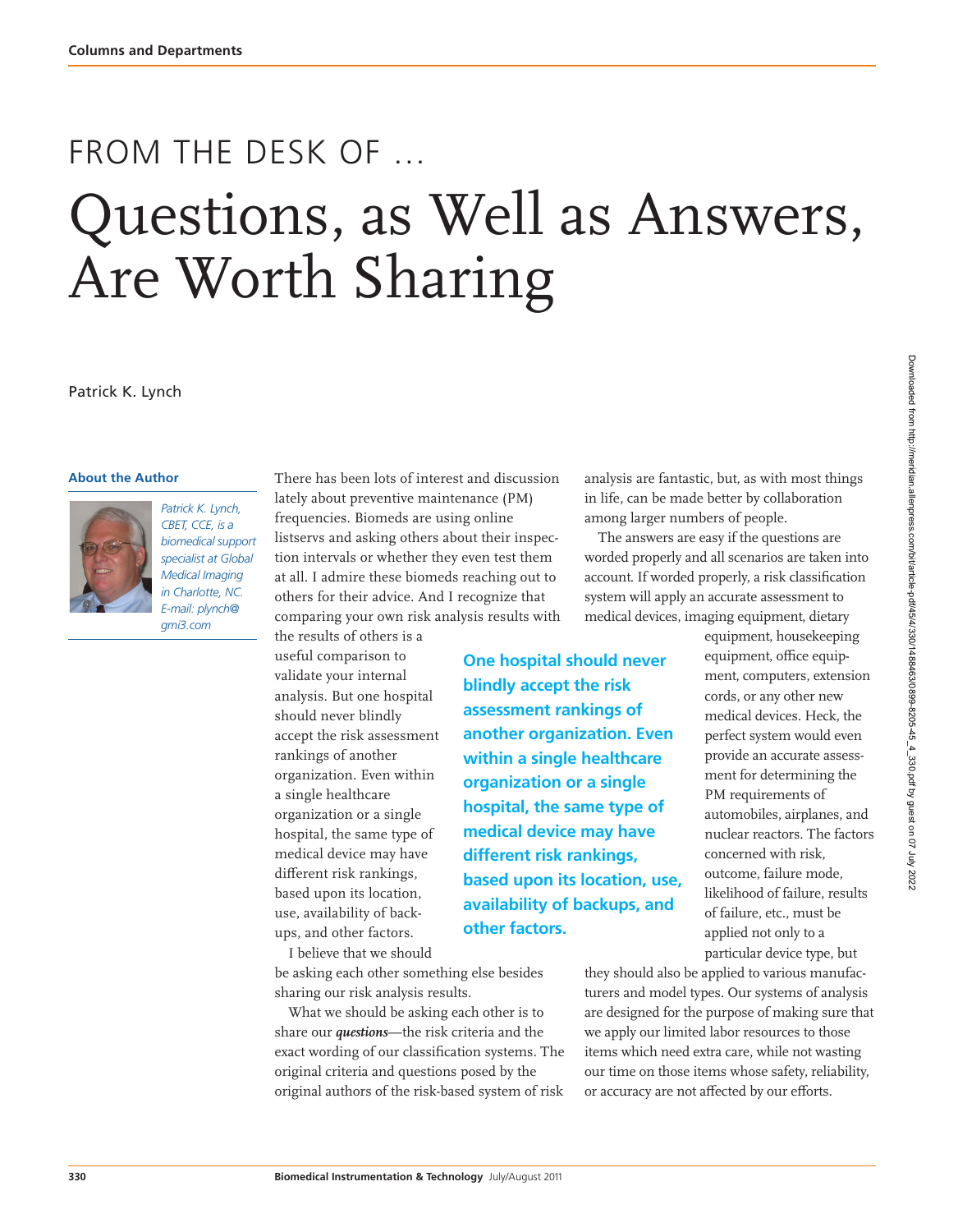FROM THE DESK OF …

# Questions, as Well as Answers, Are Worth Sharing

Patrick K. Lynch

### About the Author

*Patrick K. Lynch, CBET, CCE, is a biomedical support specialist at Global Medical Imaging in Charlotte, NC. E-mail: plynch@gmi3.com*

There has been lots of interest and discussion lately about preventive maintenance (PM) frequencies. Biomeds are using online listservs and asking others about their inspection intervals or whether they even test them at all. I admire these biomeds reaching out to others for their advice. And I recognize that comparing your own risk analysis results with the results of others is a useful comparison to validate your internal analysis. But one hospital should never blindly accept the risk assessment rankings of another organization. Even within a single healthcare organization or a single hospital, the same type of medical device may have different risk rankings, based upon its location, use, availability of backups, and other factors.

**One hospital should never blindly accept the risk assessment rankings of another organization. Even within a single healthcare organization or a single hospital, the same type of medical device may have different risk rankings, based upon its location, use, availability of backups, and other factors.**

I believe that we should be asking each other something else besides sharing our risk analysis results.

What we should be asking each other is to share our ***questions***—the risk criteria and the exact wording of our classification systems. The original criteria and questions posed by the original authors of the risk-based system of risk analysis are fantastic, but, as with most things in life, can be made better by collaboration among larger numbers of people.

The answers are easy if the questions are worded properly and all scenarios are taken into account. If worded properly, a risk classification system will apply an accurate assessment to medical devices, imaging equipment, dietary equipment, housekeeping equipment, office equipment, computers, extension cords, or any other new medical devices. Heck, the perfect system would even provide an accurate assessment for determining the PM requirements of automobiles, airplanes, and nuclear reactors. The factors concerned with risk, outcome, failure mode, likelihood of failure, results of failure, etc., must be applied not only to a particular device type, but they should also be applied to various manufacturers and model types. Our systems of analysis are designed for the purpose of making sure that we apply our limited labor resources to those items which need extra care, while not wasting our time on those items whose safety, reliability, or accuracy are not affected by our efforts.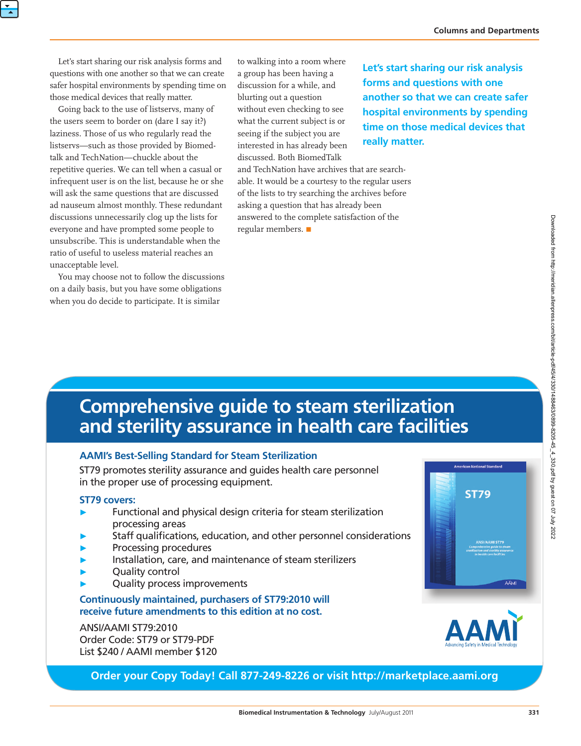Let's start sharing our risk analysis forms and questions with one another so that we can create safer hospital environments by spending time on those medical devices that really matter.

Going back to the use of listservs, many of the users seem to border on (dare I say it?) laziness. Those of us who regularly read the listservs—such as those provided by Biomed-talk and TechNation—chuckle about the repetitive queries. We can tell when a casual or infrequent user is on the list, because he or she will ask the same questions that are discussed ad nauseum almost monthly. These redundant discussions unnecessarily clog up the lists for everyone and have prompted some people to unsubscribe. This is understandable when the ratio of useful to useless material reaches an unacceptable level.

You may choose not to follow the discussions on a daily basis, but you have some obligations when you do decide to participate. It is similar to walking into a room where a group has been having a discussion for a while, and blurting out a question without even checking to see what the current subject is or seeing if the subject you are interested in has already been discussed. Both BiomedTalk and TechNation have archives that are searchable. It would be a courtesy to the regular users of the lists to try searching the archives before asking a question that has already been answered to the complete satisfaction of the regular members. ■

**Let's start sharing our risk analysis forms and questions with one another so that we can create safer hospital environments by spending time on those medical devices that really matter.**

# Comprehensive guide to steam sterilization and sterility assurance in health care facilities

### AAMI's Best-Selling Standard for Steam Sterilization

ST79 promotes sterility assurance and guides health care personnel in the proper use of processing equipment.

**ST79 covers:**

- Functional and physical design criteria for steam sterilization processing areas
- Staff qualifications, education, and other personnel considerations
- Processing procedures
- Installation, care, and maintenance of steam sterilizers
- Quality control
- Quality process improvements

**Continuously maintained, purchasers of ST79:2010 will receive future amendments to this edition at no cost.**

ANSI/AAMI ST79:2010
Order Code: ST79 or ST79-PDF
List $240 / AAMI member $120

AAMI — Advancing Safety in Medical Technology

**Order your Copy Today! Call 877-249-8226 or visit http://marketplace.aami.org**